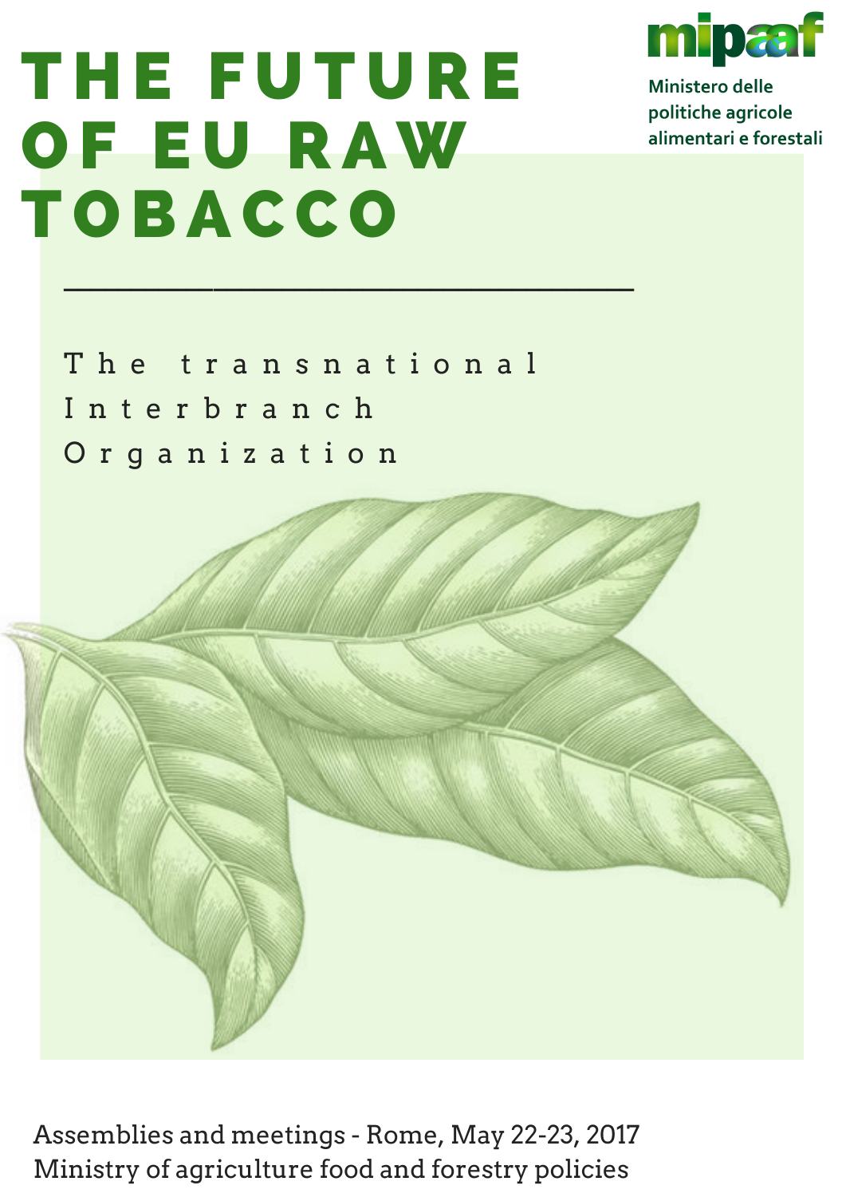# THE FUTURE OF EU RAW TOBACCO

mipaaf

Ministero delle politiche agricole alimentari e forestali

---

## The transnational Interbranch Organization

Assemblies and meetings - Rome, May 22-23, 2017
Ministry of agriculture food and forestry policies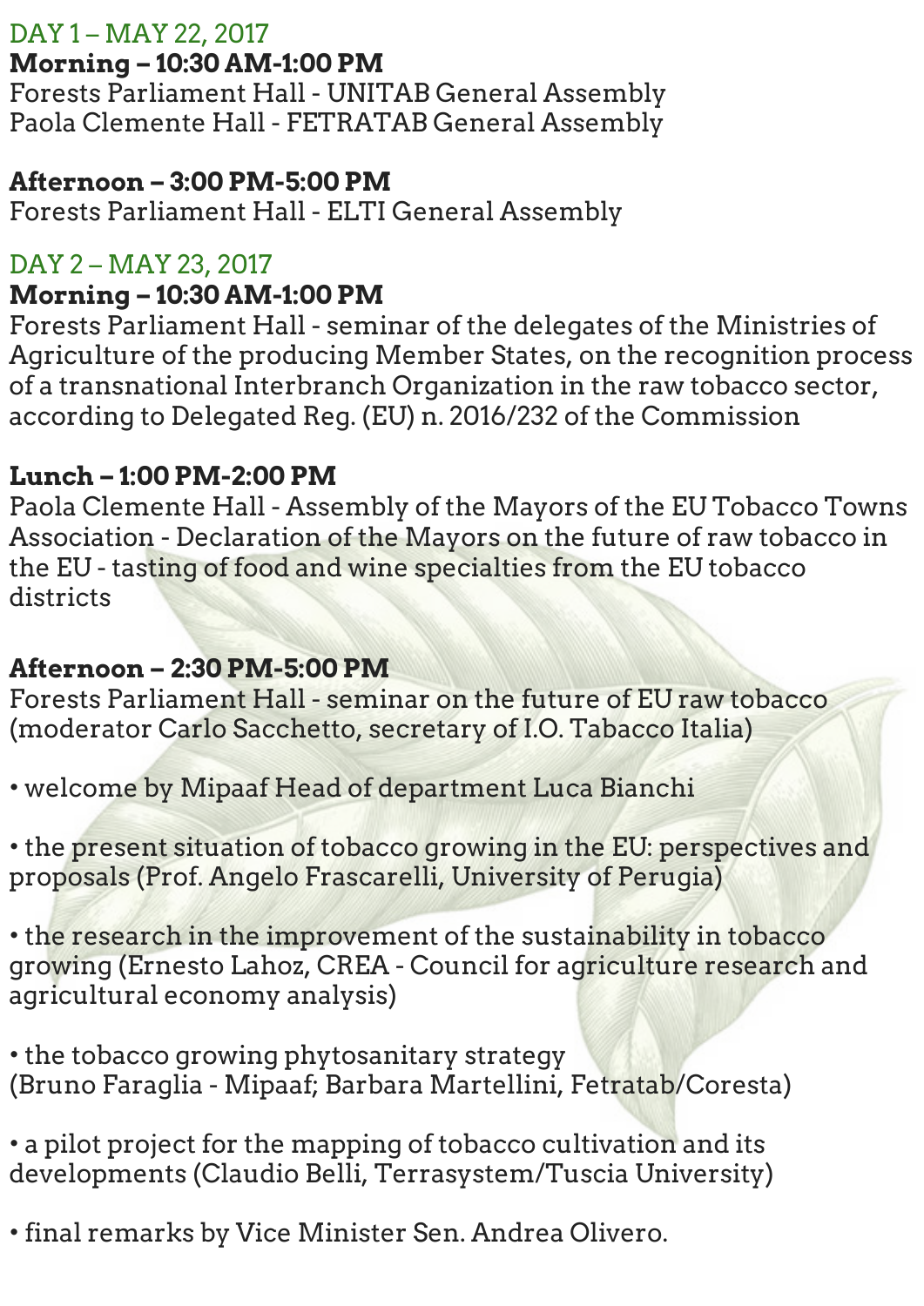## DAY 1 – MAY 22, 2017

**Morning – 10:30 AM-1:00 PM**
Forests Parliament Hall - UNITAB General Assembly
Paola Clemente Hall - FETRATAB General Assembly

**Afternoon – 3:00 PM-5:00 PM**
Forests Parliament Hall - ELTI General Assembly

## DAY 2 – MAY 23, 2017

**Morning – 10:30 AM-1:00 PM**
Forests Parliament Hall - seminar of the delegates of the Ministries of Agriculture of the producing Member States, on the recognition process of a transnational Interbranch Organization in the raw tobacco sector, according to Delegated Reg. (EU) n. 2016/232 of the Commission

**Lunch – 1:00 PM-2:00 PM**
Paola Clemente Hall - Assembly of the Mayors of the EU Tobacco Towns Association - Declaration of the Mayors on the future of raw tobacco in the EU - tasting of food and wine specialties from the EU tobacco districts

**Afternoon – 2:30 PM-5:00 PM**
Forests Parliament Hall - seminar on the future of EU raw tobacco (moderator Carlo Sacchetto, secretary of I.O. Tabacco Italia)

- welcome by Mipaaf Head of department Luca Bianchi
- the present situation of tobacco growing in the EU: perspectives and proposals (Prof. Angelo Frascarelli, University of Perugia)
- the research in the improvement of the sustainability in tobacco growing (Ernesto Lahoz, CREA - Council for agriculture research and agricultural economy analysis)
- the tobacco growing phytosanitary strategy (Bruno Faraglia - Mipaaf; Barbara Martellini, Fetratab/Coresta)
- a pilot project for the mapping of tobacco cultivation and its developments (Claudio Belli, Terrasystem/Tuscia University)
- final remarks by Vice Minister Sen. Andrea Olivero.